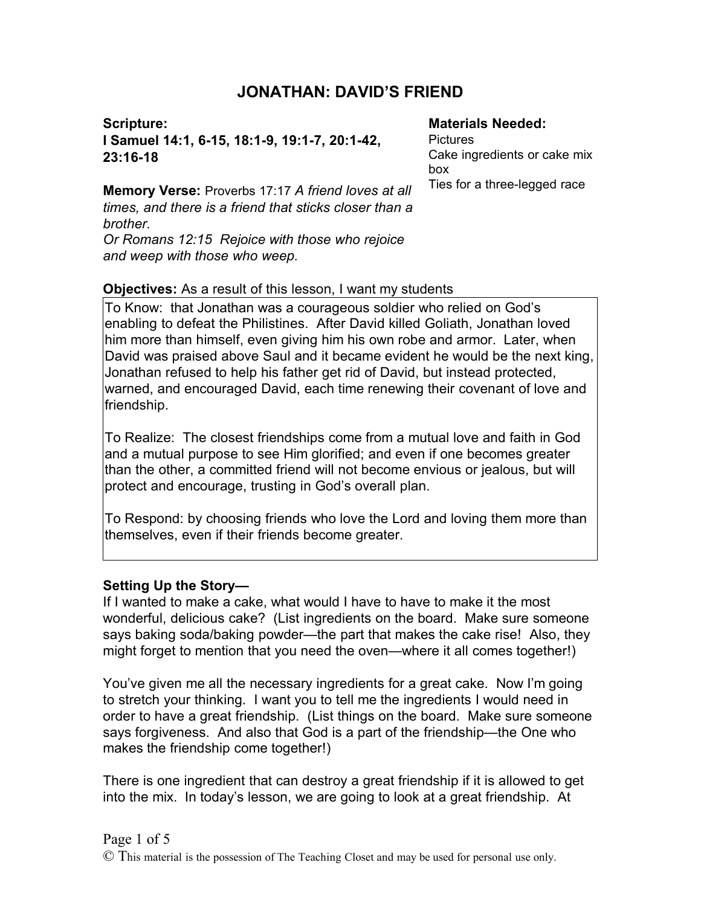# JONATHAN: DAVID'S FRIEND

**Scripture:**
**I Samuel 14:1, 6-15, 18:1-9, 19:1-7, 20:1-42, 23:16-18**

**Memory Verse:** Proverbs 17:17 *A friend loves at all times, and there is a friend that sticks closer than a brother.*
*Or Romans 12:15 Rejoice with those who rejoice and weep with those who weep.*

**Materials Needed:**
Pictures
Cake ingredients or cake mix box
Ties for a three-legged race

**Objectives:** As a result of this lesson, I want my students

To Know: that Jonathan was a courageous soldier who relied on God's enabling to defeat the Philistines. After David killed Goliath, Jonathan loved him more than himself, even giving him his own robe and armor. Later, when David was praised above Saul and it became evident he would be the next king, Jonathan refused to help his father get rid of David, but instead protected, warned, and encouraged David, each time renewing their covenant of love and friendship.

To Realize: The closest friendships come from a mutual love and faith in God and a mutual purpose to see Him glorified; and even if one becomes greater than the other, a committed friend will not become envious or jealous, but will protect and encourage, trusting in God's overall plan.

To Respond: by choosing friends who love the Lord and loving them more than themselves, even if their friends become greater.

**Setting Up the Story—**

If I wanted to make a cake, what would I have to have to make it the most wonderful, delicious cake? (List ingredients on the board. Make sure someone says baking soda/baking powder—the part that makes the cake rise! Also, they might forget to mention that you need the oven—where it all comes together!)

You've given me all the necessary ingredients for a great cake. Now I'm going to stretch your thinking. I want you to tell me the ingredients I would need in order to have a great friendship. (List things on the board. Make sure someone says forgiveness. And also that God is a part of the friendship—the One who makes the friendship come together!)

There is one ingredient that can destroy a great friendship if it is allowed to get into the mix. In today's lesson, we are going to look at a great friendship. At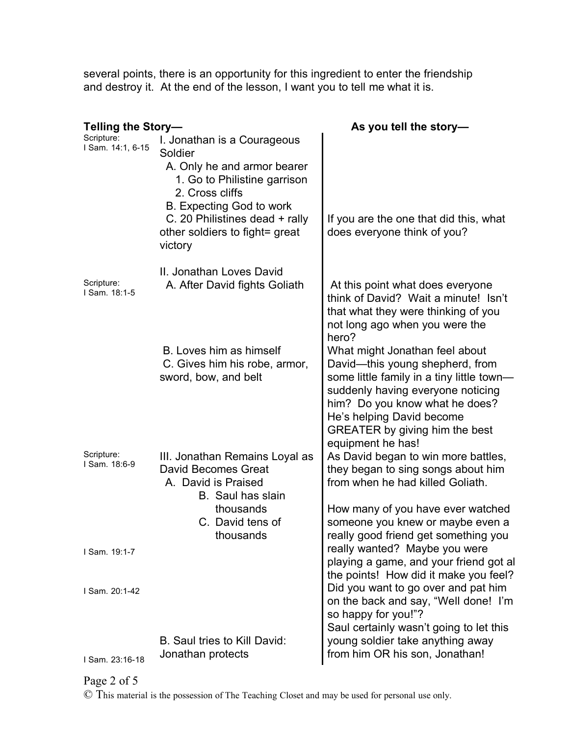several points, there is an opportunity for this ingredient to enter the friendship and destroy it. At the end of the lesson, I want you to tell me what it is.

| Scripture | Telling the Story— | As you tell the story— |
| --- | --- | --- |
| Scripture: I Sam. 14:1, 6-15 | I. Jonathan is a Courageous Soldier<br>A. Only he and armor bearer<br>1. Go to Philistine garrison<br>2. Cross cliffs<br>B. Expecting God to work<br>C. 20 Philistines dead + rally other soldiers to fight= great victory | If you are the one that did this, what does everyone think of you? |
| Scripture: I Sam. 18:1-5 | II. Jonathan Loves David<br>A. After David fights Goliath | At this point what does everyone think of David? Wait a minute! Isn't that what they were thinking of you not long ago when you were the hero? |
| | B. Loves him as himself<br>C. Gives him his robe, armor, sword, bow, and belt | What might Jonathan feel about David—this young shepherd, from some little family in a tiny little town—suddenly having everyone noticing him? Do you know what he does? He's helping David become GREATER by giving him the best equipment he has! |
| Scripture: I Sam. 18:6-9 | III. Jonathan Remains Loyal as David Becomes Great<br>A. David is Praised<br>B. Saul has slain thousands<br>C. David tens of thousands | As David began to win more battles, they began to sing songs about him from when he had killed Goliath.<br><br>How many of you have ever watched someone you knew or maybe even a really good friend get something you really wanted? Maybe you were playing a game, and your friend got al the points! How did it make you feel? |
| I Sam. 19:1-7 | | |
| I Sam. 20:1-42 | | Did you want to go over and pat him on the back and say, "Well done! I'm so happy for you!"? |
| I Sam. 23:16-18 | B. Saul tries to Kill David: Jonathan protects | Saul certainly wasn't going to let this young soldier take anything away from him OR his son, Jonathan! |

© This material is the possession of The Teaching Closet and may be used for personal use only.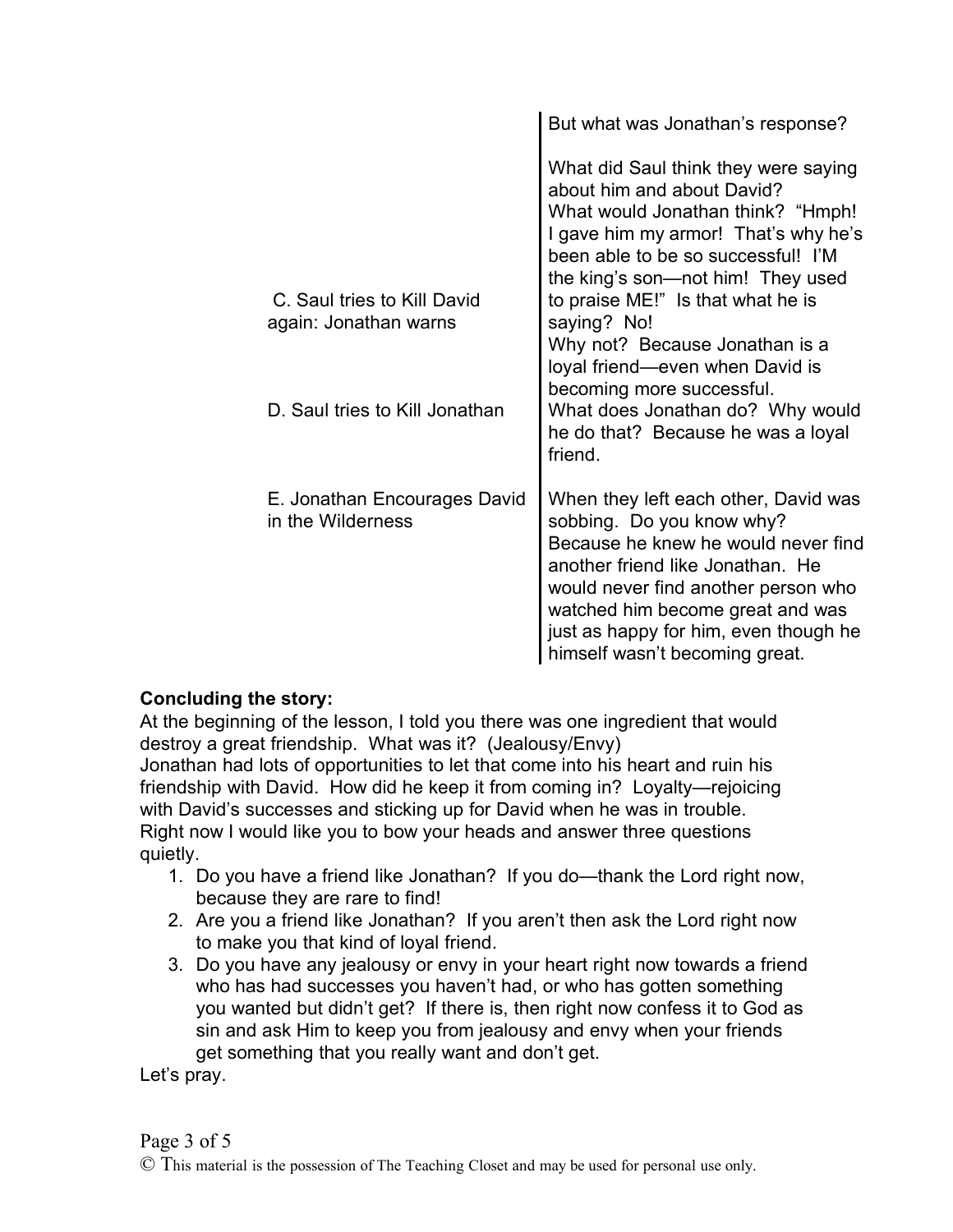| | |
|---|---|
| | But what was Jonathan's response? |
| C. Saul tries to Kill David again: Jonathan warns | What did Saul think they were saying about him and about David? What would Jonathan think? "Hmph! I gave him my armor! That's why he's been able to be so successful! I'M the king's son—not him! They used to praise ME!" Is that what he is saying? No! Why not? Because Jonathan is a loyal friend—even when David is becoming more successful. |
| D. Saul tries to Kill Jonathan | What does Jonathan do? Why would he do that? Because he was a loyal friend. |
| E. Jonathan Encourages David in the Wilderness | When they left each other, David was sobbing. Do you know why? Because he knew he would never find another friend like Jonathan. He would never find another person who watched him become great and was just as happy for him, even though he himself wasn't becoming great. |

**Concluding the story:**

At the beginning of the lesson, I told you there was one ingredient that would destroy a great friendship. What was it? (Jealousy/Envy)
Jonathan had lots of opportunities to let that come into his heart and ruin his friendship with David. How did he keep it from coming in? Loyalty—rejoicing with David's successes and sticking up for David when he was in trouble.
Right now I would like you to bow your heads and answer three questions quietly.

1. Do you have a friend like Jonathan? If you do—thank the Lord right now, because they are rare to find!
2. Are you a friend like Jonathan? If you aren't then ask the Lord right now to make you that kind of loyal friend.
3. Do you have any jealousy or envy in your heart right now towards a friend who has had successes you haven't had, or who has gotten something you wanted but didn't get? If there is, then right now confess it to God as sin and ask Him to keep you from jealousy and envy when your friends get something that you really want and don't get.

Let's pray.

© This material is the possession of The Teaching Closet and may be used for personal use only.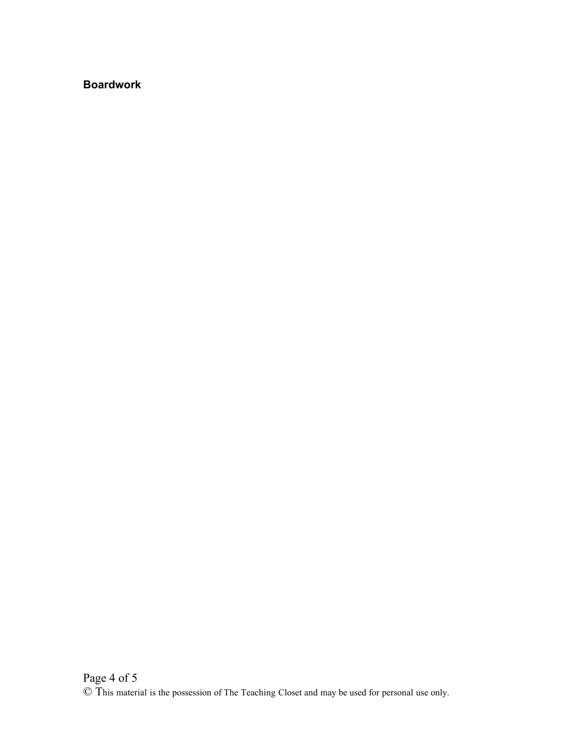**Boardwork**

© This material is the possession of The Teaching Closet and may be used for personal use only.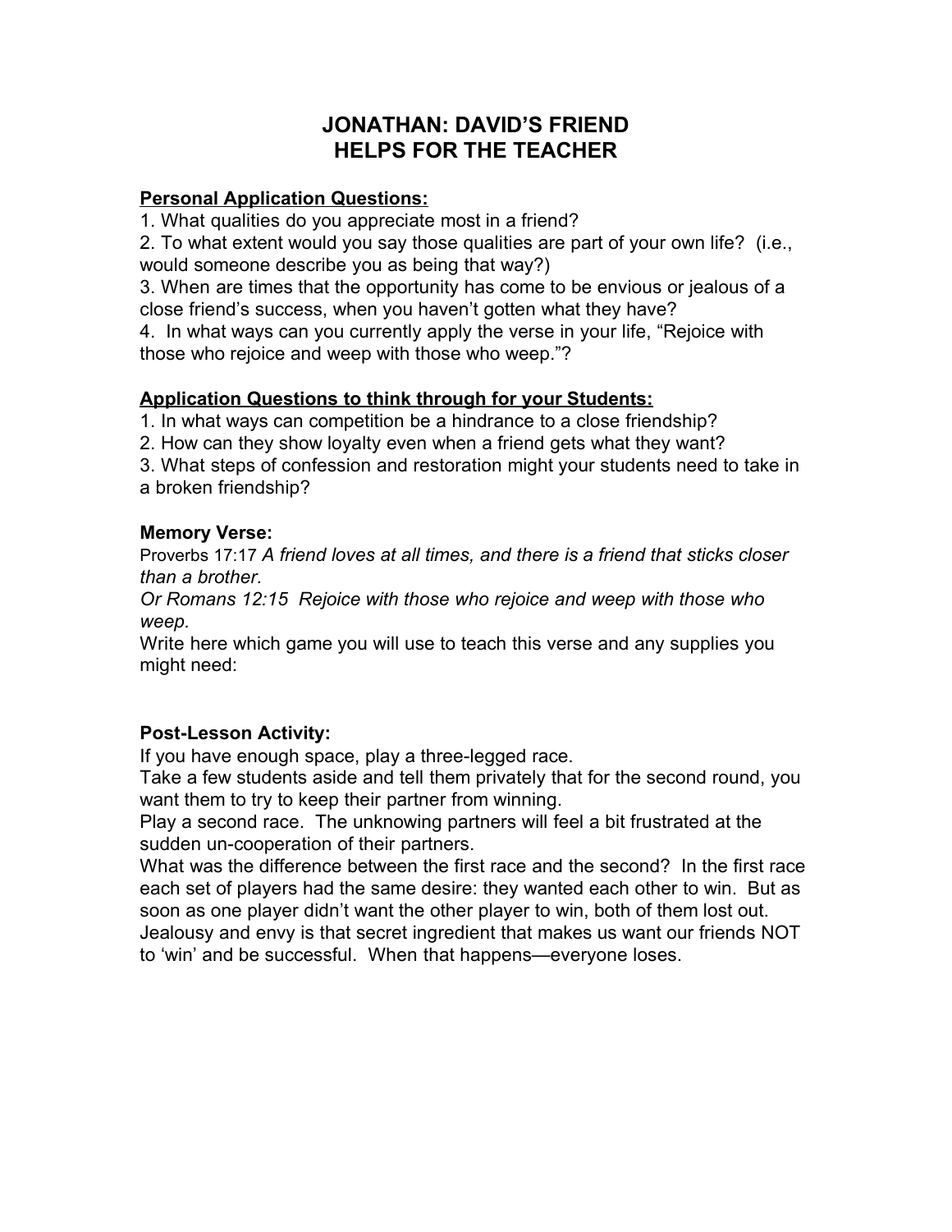# JONATHAN: DAVID'S FRIEND
# HELPS FOR THE TEACHER

__Personal Application Questions:__

1. What qualities do you appreciate most in a friend?
2. To what extent would you say those qualities are part of your own life? (i.e., would someone describe you as being that way?)
3. When are times that the opportunity has come to be envious or jealous of a close friend's success, when you haven't gotten what they have?
4. In what ways can you currently apply the verse in your life, "Rejoice with those who rejoice and weep with those who weep."?

__Application Questions to think through for your Students:__

1. In what ways can competition be a hindrance to a close friendship?
2. How can they show loyalty even when a friend gets what they want?
3. What steps of confession and restoration might your students need to take in a broken friendship?

**Memory Verse:**

Proverbs 17:17 *A friend loves at all times, and there is a friend that sticks closer than a brother.*

*Or Romans 12:15 Rejoice with those who rejoice and weep with those who weep.*

Write here which game you will use to teach this verse and any supplies you might need:

**Post-Lesson Activity:**

If you have enough space, play a three-legged race.

Take a few students aside and tell them privately that for the second round, you want them to try to keep their partner from winning.

Play a second race. The unknowing partners will feel a bit frustrated at the sudden un-cooperation of their partners.

What was the difference between the first race and the second? In the first race each set of players had the same desire: they wanted each other to win. But as soon as one player didn't want the other player to win, both of them lost out. Jealousy and envy is that secret ingredient that makes us want our friends NOT to 'win' and be successful. When that happens—everyone loses.